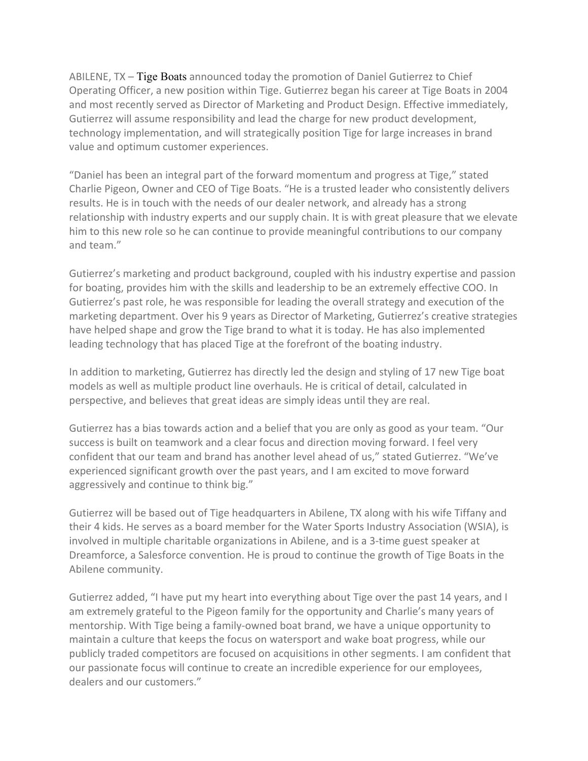ABILENE, TX – Tige Boats announced today the promotion of Daniel Gutierrez to Chief Operating Officer, a new position within Tige. Gutierrez began his career at Tige Boats in 2004 and most recently served as Director of Marketing and Product Design. Effective immediately, Gutierrez will assume responsibility and lead the charge for new product development, technology implementation, and will strategically position Tige for large increases in brand value and optimum customer experiences.

"Daniel has been an integral part of the forward momentum and progress at Tige," stated Charlie Pigeon, Owner and CEO of Tige Boats. "He is a trusted leader who consistently delivers results. He is in touch with the needs of our dealer network, and already has a strong relationship with industry experts and our supply chain. It is with great pleasure that we elevate him to this new role so he can continue to provide meaningful contributions to our company and team."

Gutierrez's marketing and product background, coupled with his industry expertise and passion for boating, provides him with the skills and leadership to be an extremely effective COO. In Gutierrez's past role, he was responsible for leading the overall strategy and execution of the marketing department. Over his 9 years as Director of Marketing, Gutierrez's creative strategies have helped shape and grow the Tige brand to what it is today. He has also implemented leading technology that has placed Tige at the forefront of the boating industry.

In addition to marketing, Gutierrez has directly led the design and styling of 17 new Tige boat models as well as multiple product line overhauls. He is critical of detail, calculated in perspective, and believes that great ideas are simply ideas until they are real.

Gutierrez has a bias towards action and a belief that you are only as good as your team. "Our success is built on teamwork and a clear focus and direction moving forward. I feel very confident that our team and brand has another level ahead of us," stated Gutierrez. "We've experienced significant growth over the past years, and I am excited to move forward aggressively and continue to think big."

Gutierrez will be based out of Tige headquarters in Abilene, TX along with his wife Tiffany and their 4 kids. He serves as a board member for the Water Sports Industry Association (WSIA), is involved in multiple charitable organizations in Abilene, and is a 3-time guest speaker at Dreamforce, a Salesforce convention. He is proud to continue the growth of Tige Boats in the Abilene community.

Gutierrez added, "I have put my heart into everything about Tige over the past 14 years, and I am extremely grateful to the Pigeon family for the opportunity and Charlie's many years of mentorship. With Tige being a family-owned boat brand, we have a unique opportunity to maintain a culture that keeps the focus on watersport and wake boat progress, while our publicly traded competitors are focused on acquisitions in other segments. I am confident that our passionate focus will continue to create an incredible experience for our employees, dealers and our customers."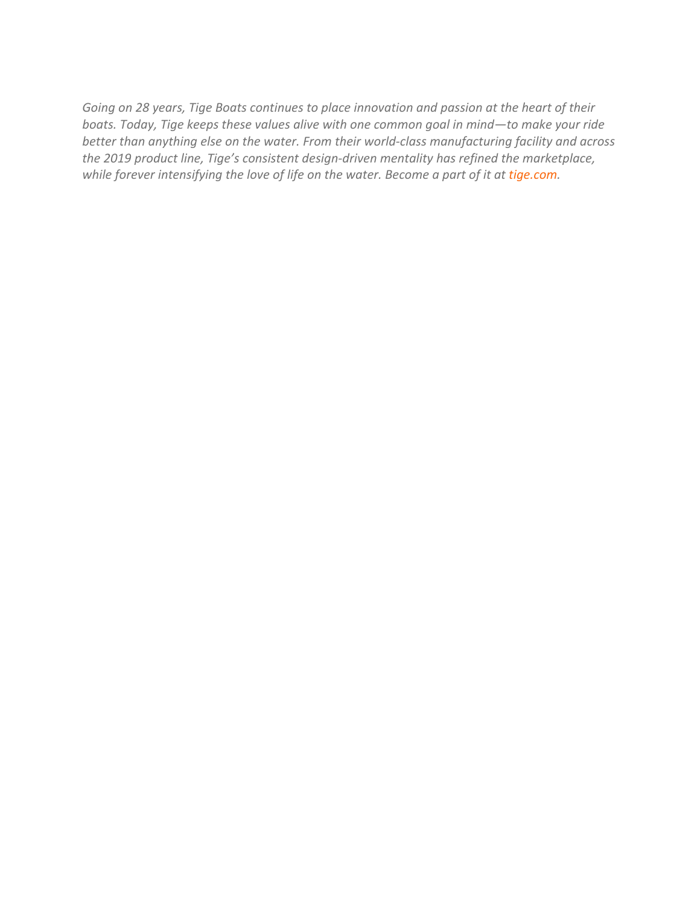*Going on 28 years, Tige Boats continues to place innovation and passion at the heart of their boats. Today, Tige keeps these values alive with one common goal in mind—to make your ride better than anything else on the water. From their world-class manufacturing facility and across the 2019 product line, Tige's consistent design-driven mentality has refined the marketplace, while forever intensifying the love of life on the water. Become a part of it at tige.com.*